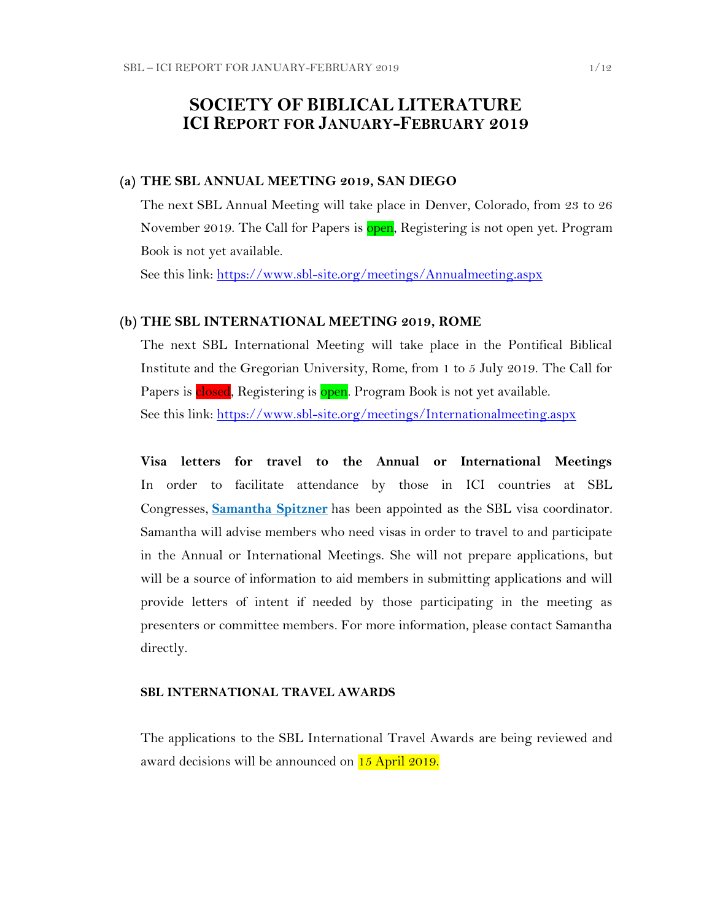# SOCIETY OF BIBLICAL LITERATURE
## ICI REPORT FOR JANUARY-FEBRUARY 2019

### (a) THE SBL ANNUAL MEETING 2019, SAN DIEGO

The next SBL Annual Meeting will take place in Denver, Colorado, from 23 to 26 November 2019. The Call for Papers is open, Registering is not open yet. Program Book is not yet available.

See this link: [https://www.sbl-site.org/meetings/Annualmeeting.aspx](https://www.sbl-site.org/meetings/Annualmeeting.aspx)

### (b) THE SBL INTERNATIONAL MEETING 2019, ROME

The next SBL International Meeting will take place in the Pontifical Biblical Institute and the Gregorian University, Rome, from 1 to 5 July 2019. The Call for Papers is closed, Registering is open. Program Book is not yet available.

See this link: [https://www.sbl-site.org/meetings/Internationalmeeting.aspx](https://www.sbl-site.org/meetings/Internationalmeeting.aspx)

**Visa letters for travel to the Annual or International Meetings**
In order to facilitate attendance by those in ICI countries at SBL Congresses, **Samantha Spitzner** has been appointed as the SBL visa coordinator. Samantha will advise members who need visas in order to travel to and participate in the Annual or International Meetings. She will not prepare applications, but will be a source of information to aid members in submitting applications and will provide letters of intent if needed by those participating in the meeting as presenters or committee members. For more information, please contact Samantha directly.

#### SBL INTERNATIONAL TRAVEL AWARDS

The applications to the SBL International Travel Awards are being reviewed and award decisions will be announced on 15 April 2019.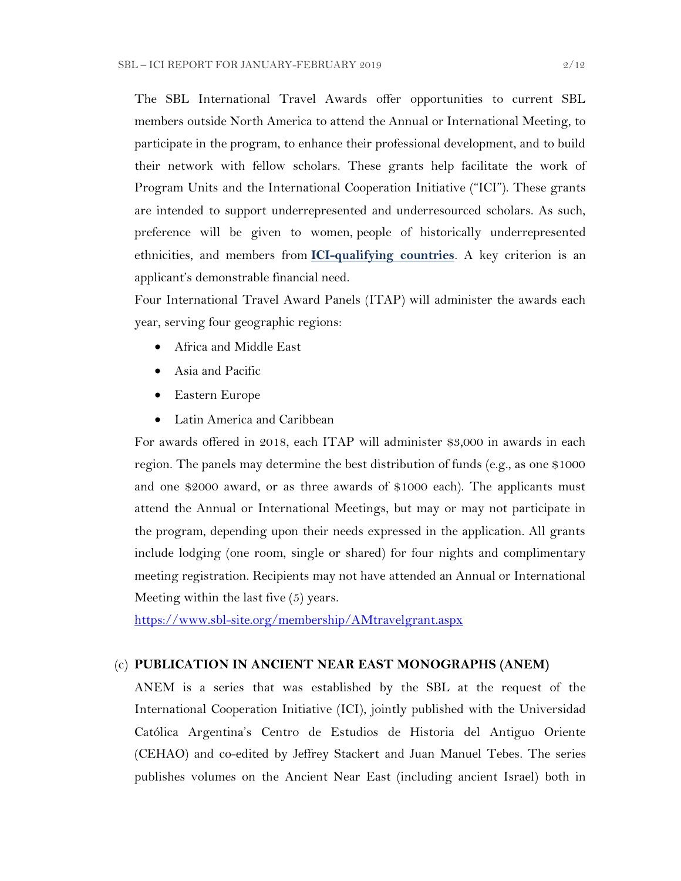The SBL International Travel Awards offer opportunities to current SBL members outside North America to attend the Annual or International Meeting, to participate in the program, to enhance their professional development, and to build their network with fellow scholars. These grants help facilitate the work of Program Units and the International Cooperation Initiative ("ICI"). These grants are intended to support underrepresented and underresourced scholars. As such, preference will be given to women, people of historically underrepresented ethnicities, and members from **ICI-qualifying countries**. A key criterion is an applicant's demonstrable financial need.

Four International Travel Award Panels (ITAP) will administer the awards each year, serving four geographic regions:

- Africa and Middle East
- Asia and Pacific
- Eastern Europe
- Latin America and Caribbean

For awards offered in 2018, each ITAP will administer $3,000 in awards in each region. The panels may determine the best distribution of funds (e.g., as one $1000 and one $2000 award, or as three awards of $1000 each). The applicants must attend the Annual or International Meetings, but may or may not participate in the program, depending upon their needs expressed in the application. All grants include lodging (one room, single or shared) for four nights and complimentary meeting registration. Recipients may not have attended an Annual or International Meeting within the last five (5) years.

https://www.sbl-site.org/membership/AMtravelgrant.aspx

(c) **PUBLICATION IN ANCIENT NEAR EAST MONOGRAPHS (ANEM)**

ANEM is a series that was established by the SBL at the request of the International Cooperation Initiative (ICI), jointly published with the Universidad Católica Argentina's Centro de Estudios de Historia del Antiguo Oriente (CEHAO) and co-edited by Jeffrey Stackert and Juan Manuel Tebes. The series publishes volumes on the Ancient Near East (including ancient Israel) both in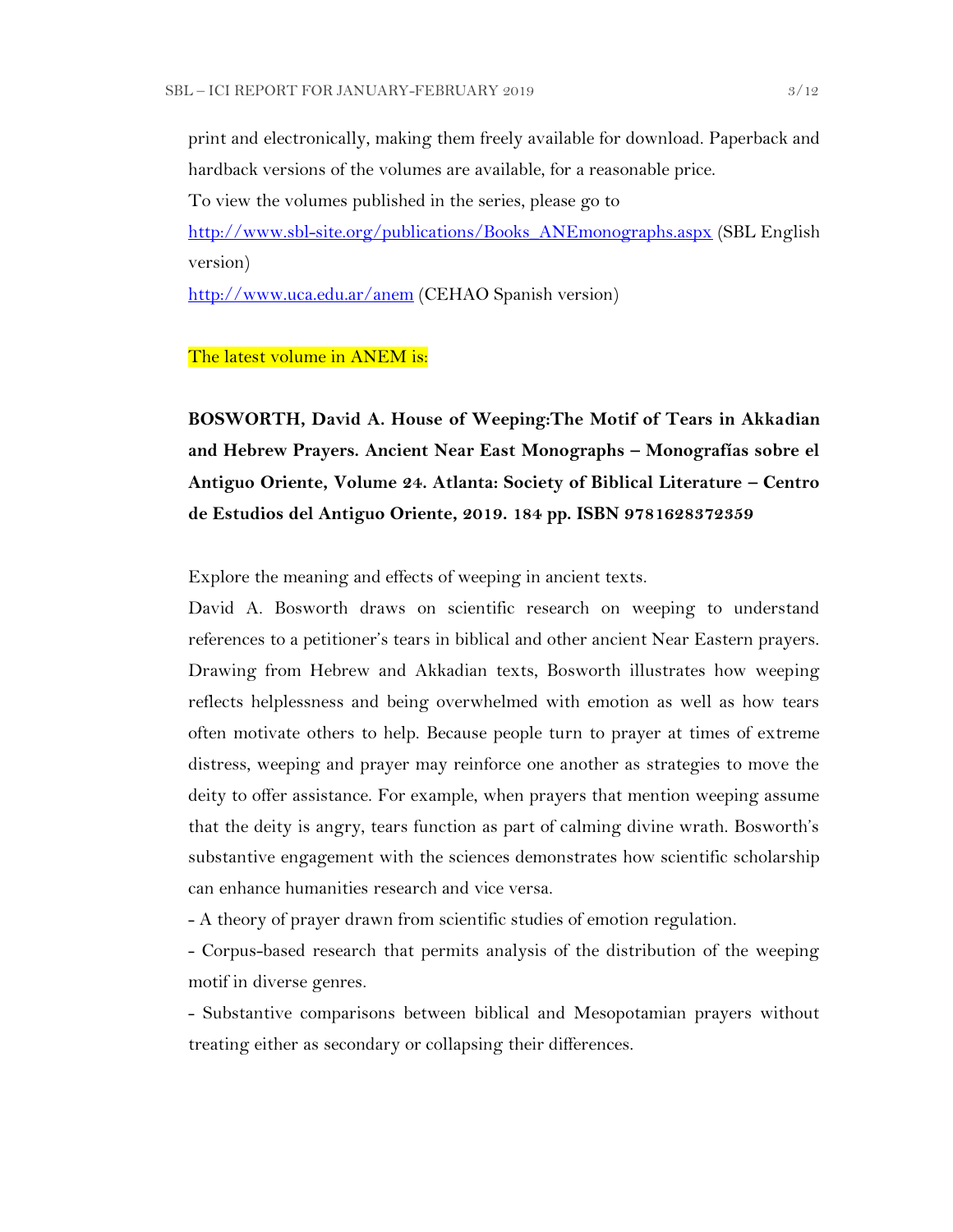print and electronically, making them freely available for download. Paperback and hardback versions of the volumes are available, for a reasonable price.

To view the volumes published in the series, please go to

[http://www.sbl-site.org/publications/Books_ANEmonographs.aspx](http://www.sbl-site.org/publications/Books_ANEmonographs.aspx) (SBL English version)

[http://www.uca.edu.ar/anem](http://www.uca.edu.ar/anem) (CEHAO Spanish version)

The latest volume in ANEM is:

**BOSWORTH, David A. House of Weeping:The Motif of Tears in Akkadian and Hebrew Prayers. Ancient Near East Monographs – Monografías sobre el Antiguo Oriente, Volume 24. Atlanta: Society of Biblical Literature – Centro de Estudios del Antiguo Oriente, 2019. 184 pp. ISBN 9781628372359**

Explore the meaning and effects of weeping in ancient texts.

David A. Bosworth draws on scientific research on weeping to understand references to a petitioner's tears in biblical and other ancient Near Eastern prayers. Drawing from Hebrew and Akkadian texts, Bosworth illustrates how weeping reflects helplessness and being overwhelmed with emotion as well as how tears often motivate others to help. Because people turn to prayer at times of extreme distress, weeping and prayer may reinforce one another as strategies to move the deity to offer assistance. For example, when prayers that mention weeping assume that the deity is angry, tears function as part of calming divine wrath. Bosworth's substantive engagement with the sciences demonstrates how scientific scholarship can enhance humanities research and vice versa.

- A theory of prayer drawn from scientific studies of emotion regulation.
- Corpus-based research that permits analysis of the distribution of the weeping motif in diverse genres.
- Substantive comparisons between biblical and Mesopotamian prayers without treating either as secondary or collapsing their differences.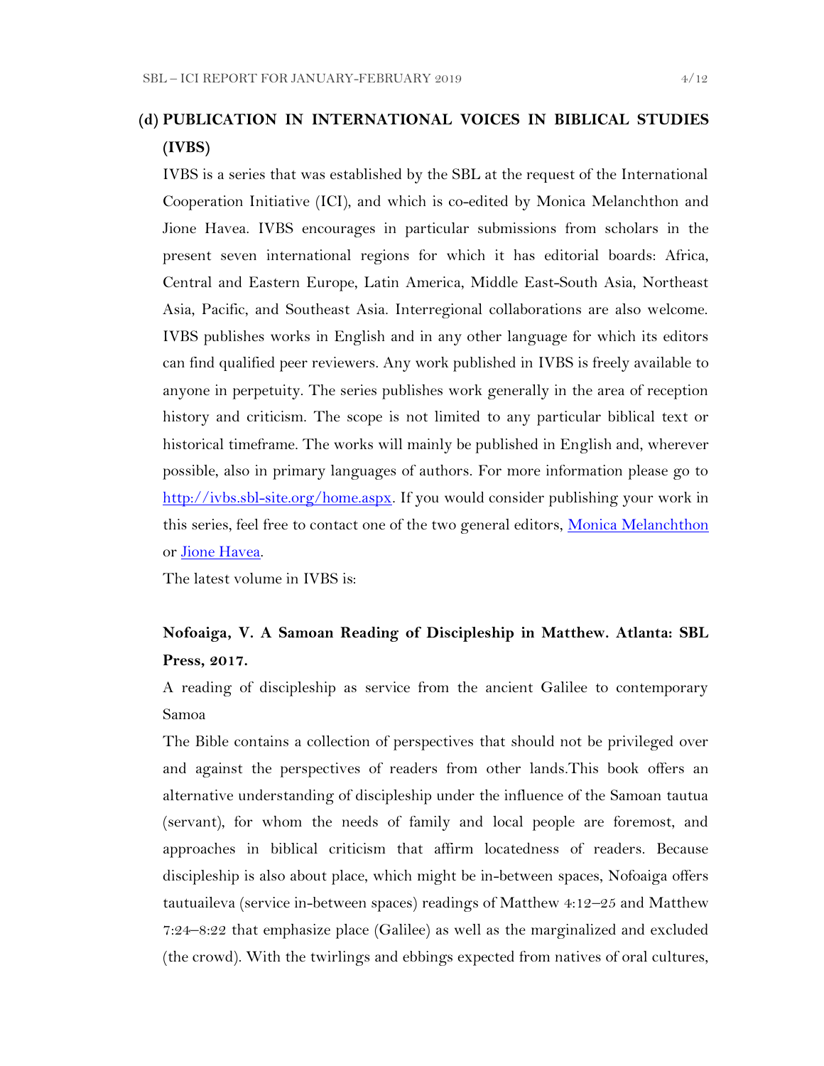## (d) PUBLICATION IN INTERNATIONAL VOICES IN BIBLICAL STUDIES (IVBS)

IVBS is a series that was established by the SBL at the request of the International Cooperation Initiative (ICI), and which is co-edited by Monica Melanchthon and Jione Havea. IVBS encourages in particular submissions from scholars in the present seven international regions for which it has editorial boards: Africa, Central and Eastern Europe, Latin America, Middle East-South Asia, Northeast Asia, Pacific, and Southeast Asia. Interregional collaborations are also welcome. IVBS publishes works in English and in any other language for which its editors can find qualified peer reviewers. Any work published in IVBS is freely available to anyone in perpetuity. The series publishes work generally in the area of reception history and criticism. The scope is not limited to any particular biblical text or historical timeframe. The works will mainly be published in English and, wherever possible, also in primary languages of authors. For more information please go to [http://ivbs.sbl-site.org/home.aspx](http://ivbs.sbl-site.org/home.aspx). If you would consider publishing your work in this series, feel free to contact one of the two general editors, Monica Melanchthon or Jione Havea.

The latest volume in IVBS is:

**Nofoaiga, V. A Samoan Reading of Discipleship in Matthew. Atlanta: SBL Press, 2017.**

A reading of discipleship as service from the ancient Galilee to contemporary Samoa

The Bible contains a collection of perspectives that should not be privileged over and against the perspectives of readers from other lands.This book offers an alternative understanding of discipleship under the influence of the Samoan tautua (servant), for whom the needs of family and local people are foremost, and approaches in biblical criticism that affirm locatedness of readers. Because discipleship is also about place, which might be in-between spaces, Nofoaiga offers tautuaileva (service in-between spaces) readings of Matthew 4:12–25 and Matthew 7:24–8:22 that emphasize place (Galilee) as well as the marginalized and excluded (the crowd). With the twirlings and ebbings expected from natives of oral cultures,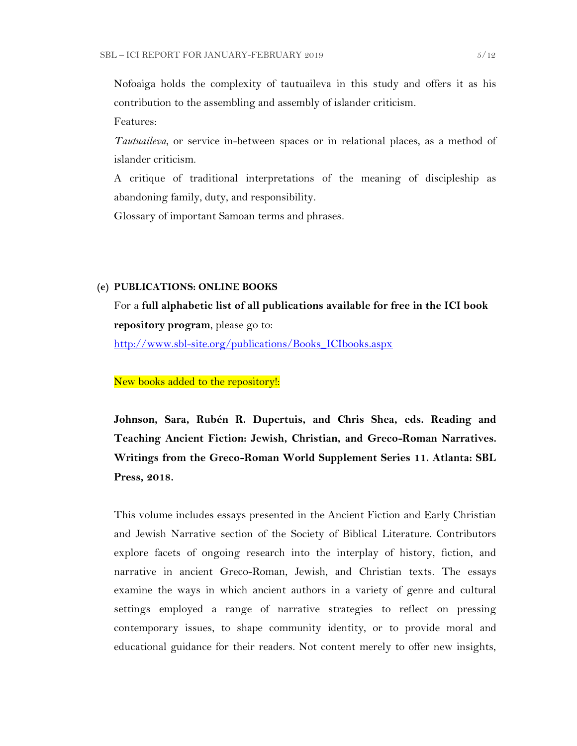Nofoaiga holds the complexity of tautuaileva in this study and offers it as his contribution to the assembling and assembly of islander criticism.

Features:

*Tautuaileva*, or service in-between spaces or in relational places, as a method of islander criticism.

A critique of traditional interpretations of the meaning of discipleship as abandoning family, duty, and responsibility.

Glossary of important Samoan terms and phrases.

## (e) PUBLICATIONS: ONLINE BOOKS

For a **full alphabetic list of all publications available for free in the ICI book repository program**, please go to:

http://www.sbl-site.org/publications/Books_ICIbooks.aspx

New books added to the repository!:

**Johnson, Sara, Rubén R. Dupertuis, and Chris Shea, eds. Reading and Teaching Ancient Fiction: Jewish, Christian, and Greco-Roman Narratives. Writings from the Greco-Roman World Supplement Series 11. Atlanta: SBL Press, 2018.**

This volume includes essays presented in the Ancient Fiction and Early Christian and Jewish Narrative section of the Society of Biblical Literature. Contributors explore facets of ongoing research into the interplay of history, fiction, and narrative in ancient Greco-Roman, Jewish, and Christian texts. The essays examine the ways in which ancient authors in a variety of genre and cultural settings employed a range of narrative strategies to reflect on pressing contemporary issues, to shape community identity, or to provide moral and educational guidance for their readers. Not content merely to offer new insights,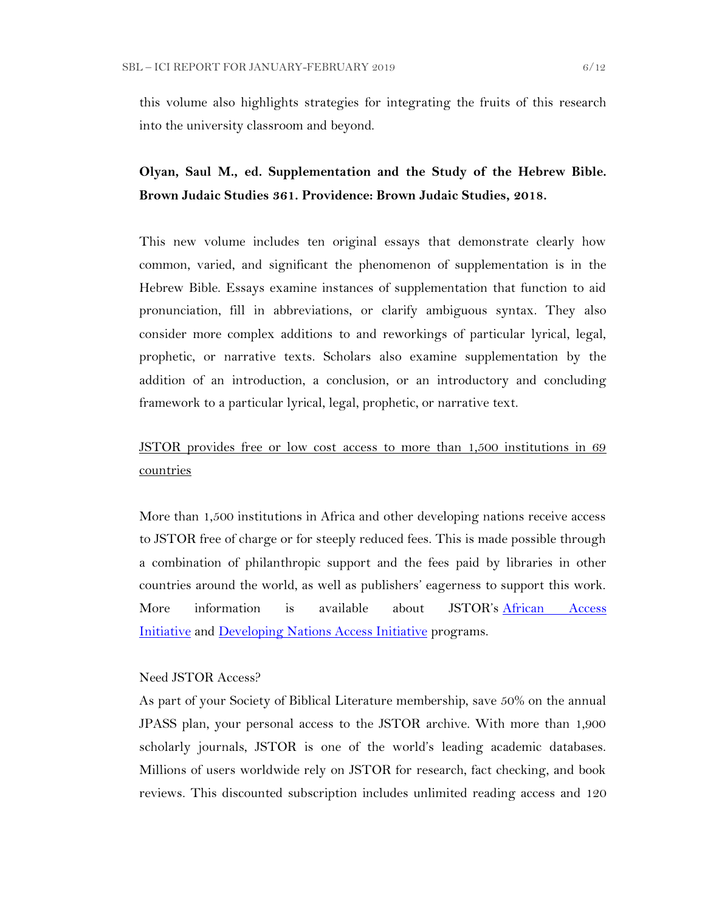this volume also highlights strategies for integrating the fruits of this research into the university classroom and beyond.

**Olyan, Saul M., ed. Supplementation and the Study of the Hebrew Bible. Brown Judaic Studies 361. Providence: Brown Judaic Studies, 2018.**

This new volume includes ten original essays that demonstrate clearly how common, varied, and significant the phenomenon of supplementation is in the Hebrew Bible. Essays examine instances of supplementation that function to aid pronunciation, fill in abbreviations, or clarify ambiguous syntax. They also consider more complex additions to and reworkings of particular lyrical, legal, prophetic, or narrative texts. Scholars also examine supplementation by the addition of an introduction, a conclusion, or an introductory and concluding framework to a particular lyrical, legal, prophetic, or narrative text.

<u>JSTOR provides free or low cost access to more than 1,500 institutions in 69 countries</u>

More than 1,500 institutions in Africa and other developing nations receive access to JSTOR free of charge or for steeply reduced fees. This is made possible through a combination of philanthropic support and the fees paid by libraries in other countries around the world, as well as publishers' eagerness to support this work. More information is available about JSTOR's African Access Initiative and Developing Nations Access Initiative programs.

Need JSTOR Access?

As part of your Society of Biblical Literature membership, save 50% on the annual JPASS plan, your personal access to the JSTOR archive. With more than 1,900 scholarly journals, JSTOR is one of the world's leading academic databases. Millions of users worldwide rely on JSTOR for research, fact checking, and book reviews. This discounted subscription includes unlimited reading access and 120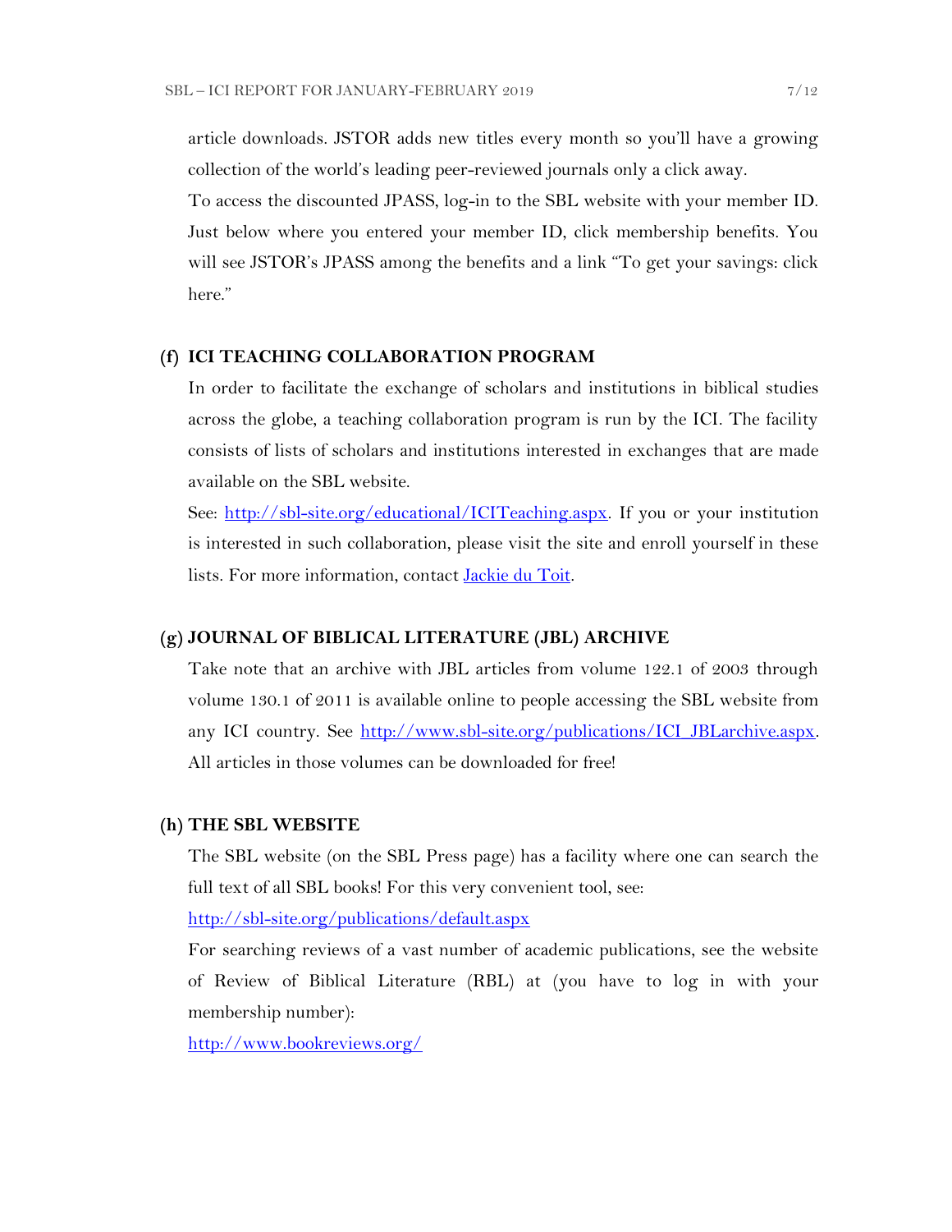article downloads. JSTOR adds new titles every month so you'll have a growing collection of the world's leading peer-reviewed journals only a click away.

To access the discounted JPASS, log-in to the SBL website with your member ID. Just below where you entered your member ID, click membership benefits. You will see JSTOR's JPASS among the benefits and a link "To get your savings: click here."

### (f) ICI TEACHING COLLABORATION PROGRAM

In order to facilitate the exchange of scholars and institutions in biblical studies across the globe, a teaching collaboration program is run by the ICI. The facility consists of lists of scholars and institutions interested in exchanges that are made available on the SBL website.

See: [http://sbl-site.org/educational/ICITeaching.aspx](http://sbl-site.org/educational/ICITeaching.aspx). If you or your institution is interested in such collaboration, please visit the site and enroll yourself in these lists. For more information, contact Jackie du Toit.

### (g) JOURNAL OF BIBLICAL LITERATURE (JBL) ARCHIVE

Take note that an archive with JBL articles from volume 122.1 of 2003 through volume 130.1 of 2011 is available online to people accessing the SBL website from any ICI country. See [http://www.sbl-site.org/publications/ICI_JBLarchive.aspx](http://www.sbl-site.org/publications/ICI_JBLarchive.aspx). All articles in those volumes can be downloaded for free!

### (h) THE SBL WEBSITE

The SBL website (on the SBL Press page) has a facility where one can search the full text of all SBL books! For this very convenient tool, see:

[http://sbl-site.org/publications/default.aspx](http://sbl-site.org/publications/default.aspx)

For searching reviews of a vast number of academic publications, see the website of Review of Biblical Literature (RBL) at (you have to log in with your membership number):

[http://www.bookreviews.org/](http://www.bookreviews.org/)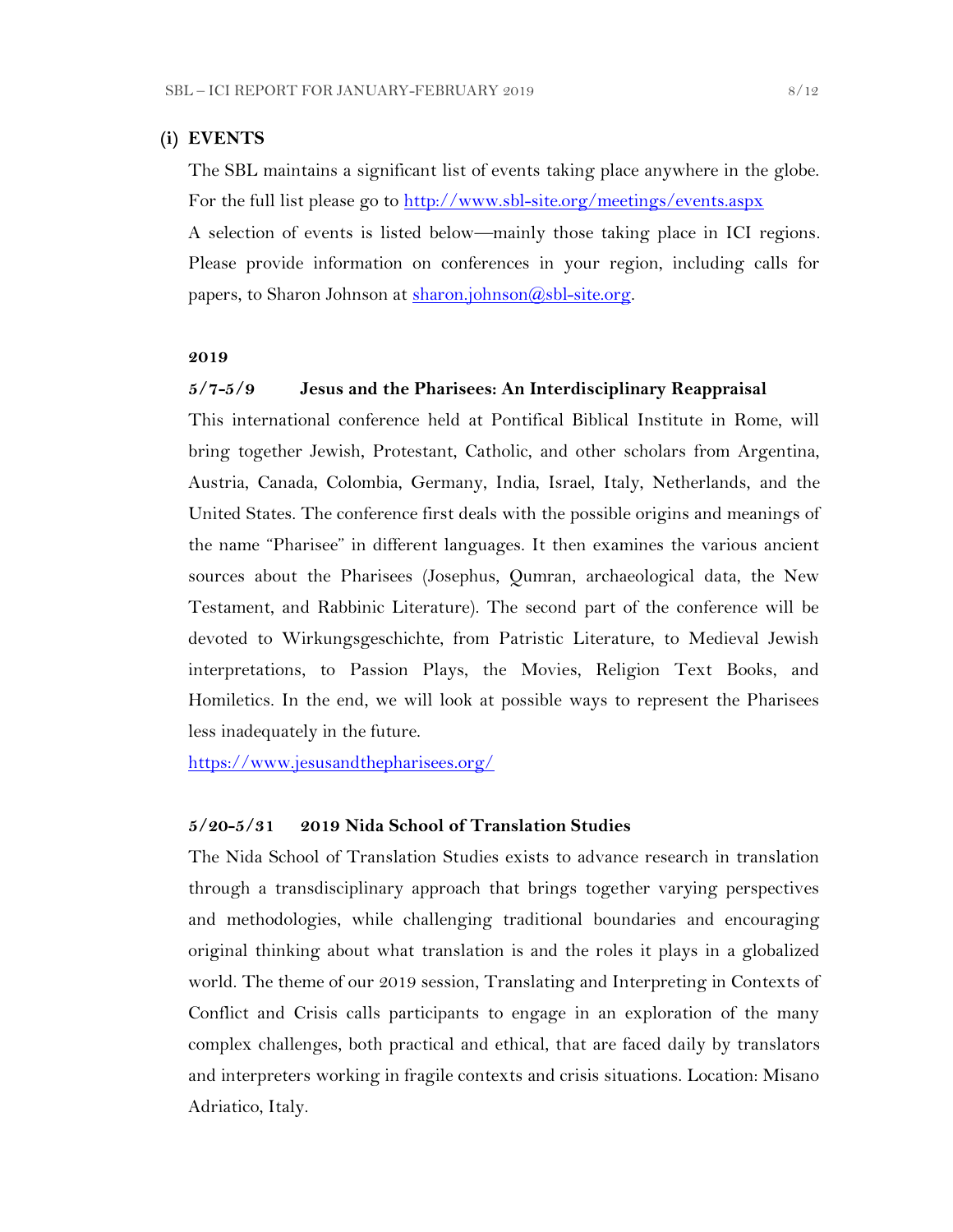## (i) EVENTS

The SBL maintains a significant list of events taking place anywhere in the globe. For the full list please go to http://www.sbl-site.org/meetings/events.aspx

A selection of events is listed below—mainly those taking place in ICI regions. Please provide information on conferences in your region, including calls for papers, to Sharon Johnson at sharon.johnson@sbl-site.org.

**2019**

**5/7-5/9 Jesus and the Pharisees: An Interdisciplinary Reappraisal**

This international conference held at Pontifical Biblical Institute in Rome, will bring together Jewish, Protestant, Catholic, and other scholars from Argentina, Austria, Canada, Colombia, Germany, India, Israel, Italy, Netherlands, and the United States. The conference first deals with the possible origins and meanings of the name "Pharisee" in different languages. It then examines the various ancient sources about the Pharisees (Josephus, Qumran, archaeological data, the New Testament, and Rabbinic Literature). The second part of the conference will be devoted to Wirkungsgeschichte, from Patristic Literature, to Medieval Jewish interpretations, to Passion Plays, the Movies, Religion Text Books, and Homiletics. In the end, we will look at possible ways to represent the Pharisees less inadequately in the future.

https://www.jesusandthepharisees.org/

**5/20-5/31 2019 Nida School of Translation Studies**

The Nida School of Translation Studies exists to advance research in translation through a transdisciplinary approach that brings together varying perspectives and methodologies, while challenging traditional boundaries and encouraging original thinking about what translation is and the roles it plays in a globalized world. The theme of our 2019 session, Translating and Interpreting in Contexts of Conflict and Crisis calls participants to engage in an exploration of the many complex challenges, both practical and ethical, that are faced daily by translators and interpreters working in fragile contexts and crisis situations. Location: Misano Adriatico, Italy.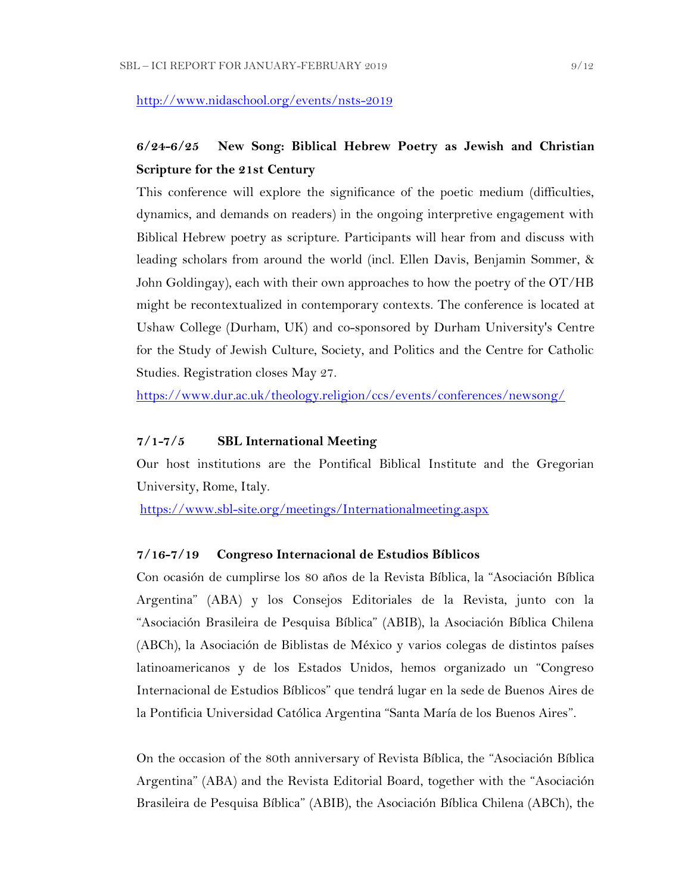http://www.nidaschool.org/events/nsts-2019

**6/24-6/25 New Song: Biblical Hebrew Poetry as Jewish and Christian Scripture for the 21st Century**

This conference will explore the significance of the poetic medium (difficulties, dynamics, and demands on readers) in the ongoing interpretive engagement with Biblical Hebrew poetry as scripture. Participants will hear from and discuss with leading scholars from around the world (incl. Ellen Davis, Benjamin Sommer, & John Goldingay), each with their own approaches to how the poetry of the OT/HB might be recontextualized in contemporary contexts. The conference is located at Ushaw College (Durham, UK) and co-sponsored by Durham University's Centre for the Study of Jewish Culture, Society, and Politics and the Centre for Catholic Studies. Registration closes May 27.

https://www.dur.ac.uk/theology.religion/ccs/events/conferences/newsong/

**7/1-7/5 SBL International Meeting**

Our host institutions are the Pontifical Biblical Institute and the Gregorian University, Rome, Italy.

https://www.sbl-site.org/meetings/Internationalmeeting.aspx

**7/16-7/19 Congreso Internacional de Estudios Bíblicos**

Con ocasión de cumplirse los 80 años de la Revista Bíblica, la "Asociación Bíblica Argentina" (ABA) y los Consejos Editoriales de la Revista, junto con la "Asociación Brasileira de Pesquisa Bíblica" (ABIB), la Asociación Bíblica Chilena (ABCh), la Asociación de Biblistas de México y varios colegas de distintos países latinoamericanos y de los Estados Unidos, hemos organizado un "Congreso Internacional de Estudios Bíblicos" que tendrá lugar en la sede de Buenos Aires de la Pontificia Universidad Católica Argentina "Santa María de los Buenos Aires".

On the occasion of the 80th anniversary of Revista Bíblica, the "Asociación Bíblica Argentina" (ABA) and the Revista Editorial Board, together with the "Asociación Brasileira de Pesquisa Bíblica" (ABIB), the Asociación Bíblica Chilena (ABCh), the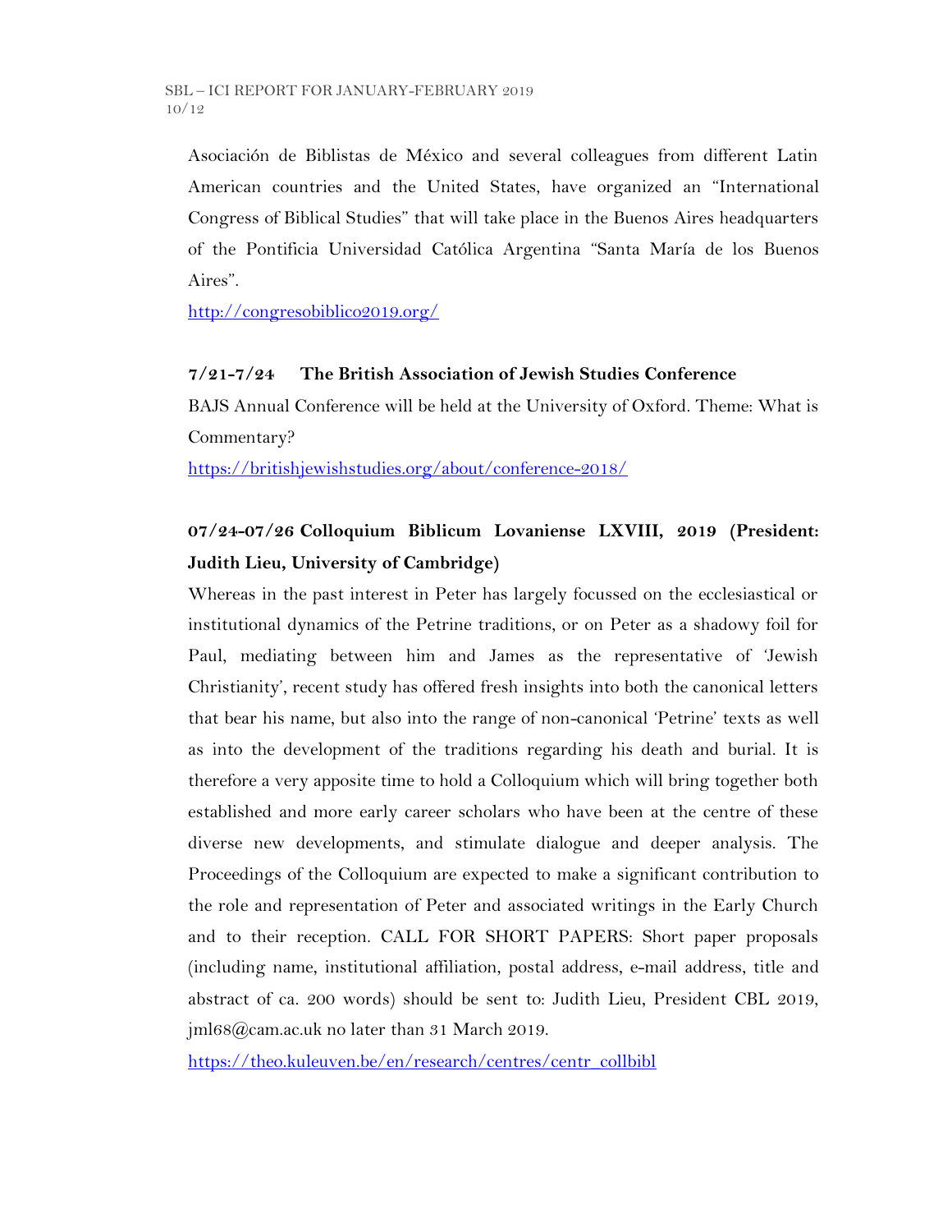Asociación de Biblistas de México and several colleagues from different Latin American countries and the United States, have organized an "International Congress of Biblical Studies" that will take place in the Buenos Aires headquarters of the Pontificia Universidad Católica Argentina "Santa María de los Buenos Aires".

http://congresobiblico2019.org/

**7/21-7/24 The British Association of Jewish Studies Conference**

BAJS Annual Conference will be held at the University of Oxford. Theme: What is Commentary?

https://britishjewishstudies.org/about/conference-2018/

**07/24-07/26 Colloquium Biblicum Lovaniense LXVIII, 2019 (President: Judith Lieu, University of Cambridge)**

Whereas in the past interest in Peter has largely focussed on the ecclesiastical or institutional dynamics of the Petrine traditions, or on Peter as a shadowy foil for Paul, mediating between him and James as the representative of 'Jewish Christianity', recent study has offered fresh insights into both the canonical letters that bear his name, but also into the range of non-canonical 'Petrine' texts as well as into the development of the traditions regarding his death and burial. It is therefore a very apposite time to hold a Colloquium which will bring together both established and more early career scholars who have been at the centre of these diverse new developments, and stimulate dialogue and deeper analysis. The Proceedings of the Colloquium are expected to make a significant contribution to the role and representation of Peter and associated writings in the Early Church and to their reception. CALL FOR SHORT PAPERS: Short paper proposals (including name, institutional affiliation, postal address, e-mail address, title and abstract of ca. 200 words) should be sent to: Judith Lieu, President CBL 2019, jml68@cam.ac.uk no later than 31 March 2019.

https://theo.kuleuven.be/en/research/centres/centr_collbibl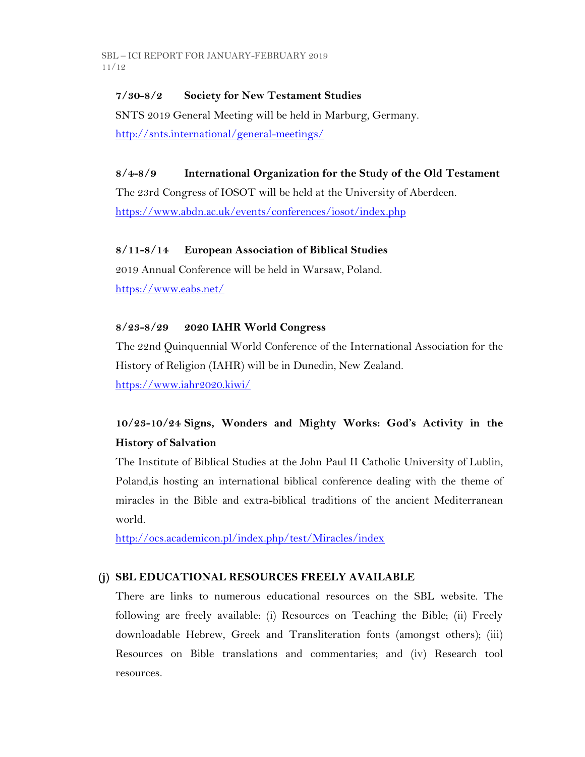**7/30-8/2 Society for New Testament Studies**

SNTS 2019 General Meeting will be held in Marburg, Germany.
[http://snts.international/general-meetings/](http://snts.international/general-meetings/)

**8/4-8/9 International Organization for the Study of the Old Testament**

The 23rd Congress of IOSOT will be held at the University of Aberdeen.
[https://www.abdn.ac.uk/events/conferences/iosot/index.php](https://www.abdn.ac.uk/events/conferences/iosot/index.php)

**8/11-8/14 European Association of Biblical Studies**

2019 Annual Conference will be held in Warsaw, Poland.
[https://www.eabs.net/](https://www.eabs.net/)

**8/23-8/29 2020 IAHR World Congress**

The 22nd Quinquennial World Conference of the International Association for the History of Religion (IAHR) will be in Dunedin, New Zealand.
[https://www.iahr2020.kiwi/](https://www.iahr2020.kiwi/)

**10/23-10/24 Signs, Wonders and Mighty Works: God's Activity in the History of Salvation**

The Institute of Biblical Studies at the John Paul II Catholic University of Lublin, Poland,is hosting an international biblical conference dealing with the theme of miracles in the Bible and extra-biblical traditions of the ancient Mediterranean world.
[http://ocs.academicon.pl/index.php/test/Miracles/index](http://ocs.academicon.pl/index.php/test/Miracles/index)

## (j) SBL EDUCATIONAL RESOURCES FREELY AVAILABLE

There are links to numerous educational resources on the SBL website. The following are freely available: (i) Resources on Teaching the Bible; (ii) Freely downloadable Hebrew, Greek and Transliteration fonts (amongst others); (iii) Resources on Bible translations and commentaries; and (iv) Research tool resources.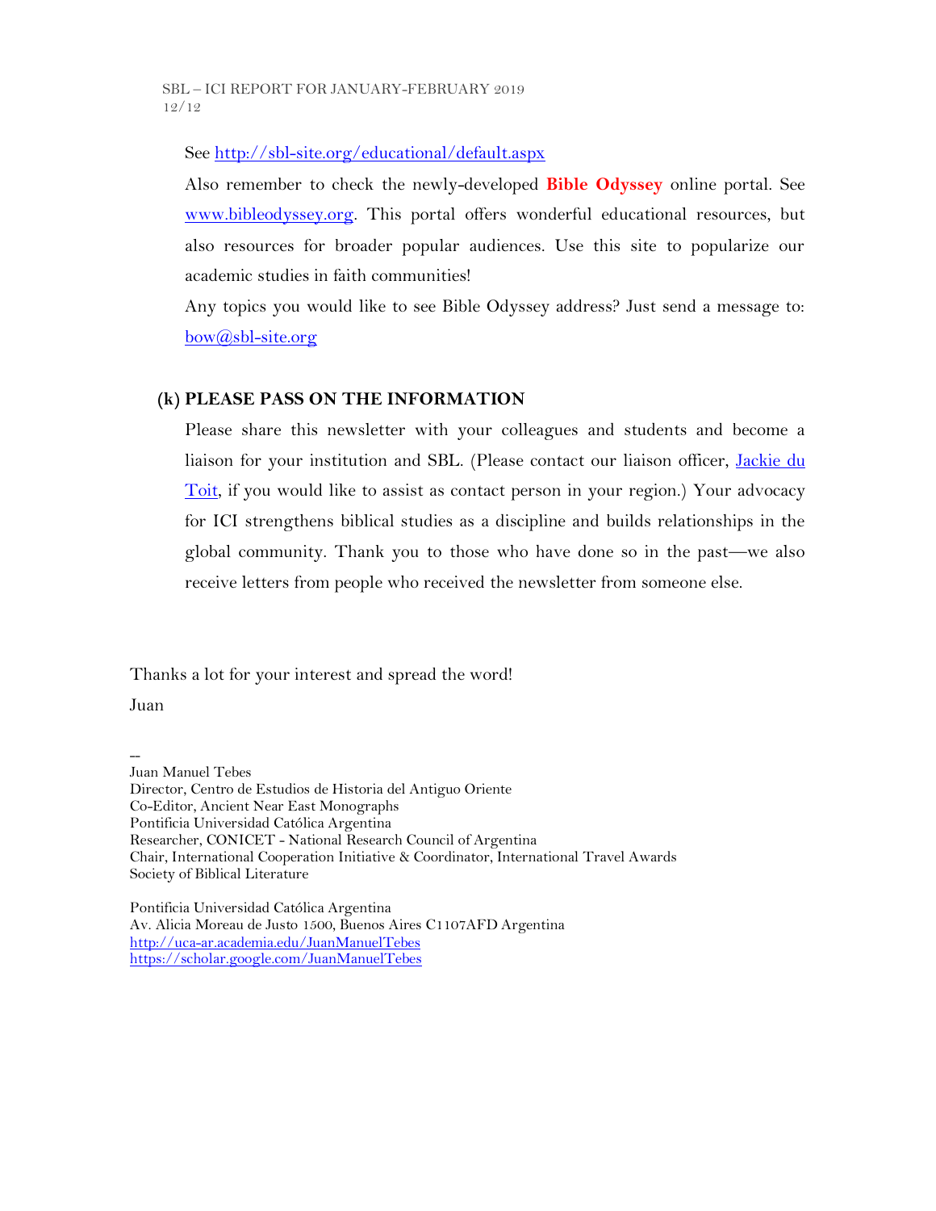See http://sbl-site.org/educational/default.aspx

Also remember to check the newly-developed **Bible Odyssey** online portal. See www.bibleodyssey.org. This portal offers wonderful educational resources, but also resources for broader popular audiences. Use this site to popularize our academic studies in faith communities!

Any topics you would like to see Bible Odyssey address? Just send a message to: bow@sbl-site.org

### (k) PLEASE PASS ON THE INFORMATION

Please share this newsletter with your colleagues and students and become a liaison for your institution and SBL. (Please contact our liaison officer, Jackie du Toit, if you would like to assist as contact person in your region.) Your advocacy for ICI strengthens biblical studies as a discipline and builds relationships in the global community. Thank you to those who have done so in the past—we also receive letters from people who received the newsletter from someone else.

Thanks a lot for your interest and spread the word!

Juan

--
Juan Manuel Tebes
Director, Centro de Estudios de Historia del Antiguo Oriente
Co-Editor, Ancient Near East Monographs
Pontificia Universidad Católica Argentina
Researcher, CONICET - National Research Council of Argentina
Chair, International Cooperation Initiative & Coordinator, International Travel Awards
Society of Biblical Literature

Pontificia Universidad Católica Argentina
Av. Alicia Moreau de Justo 1500, Buenos Aires C1107AFD Argentina
http://uca-ar.academia.edu/JuanManuelTebes
https://scholar.google.com/JuanManuelTebes